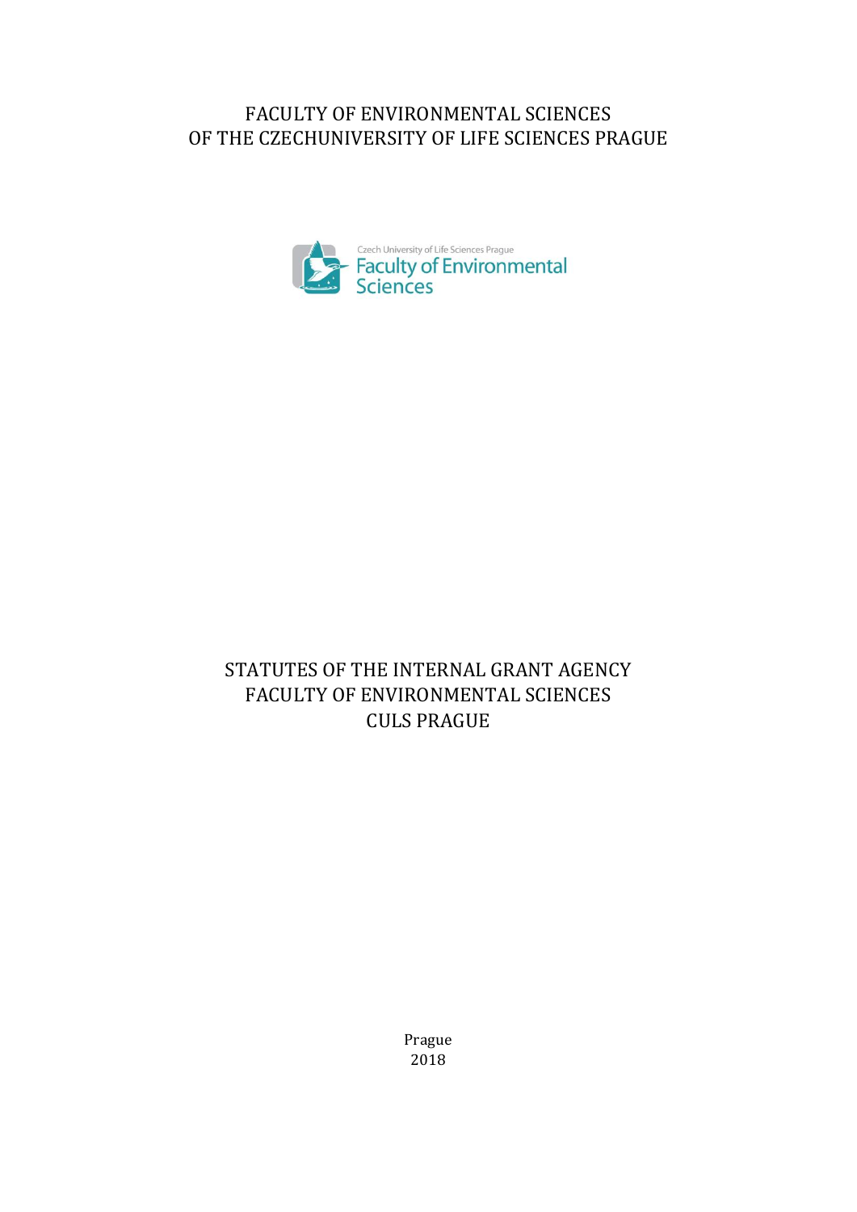FACULTY OF ENVIRONMENTAL SCIENCES
OF THE CZECHUNIVERSITY OF LIFE SCIENCES PRAGUE

Czech University of Life Sciences Prague
Faculty of Environmental Sciences

# STATUTES OF THE INTERNAL GRANT AGENCY FACULTY OF ENVIRONMENTAL SCIENCES CULS PRAGUE

Prague
2018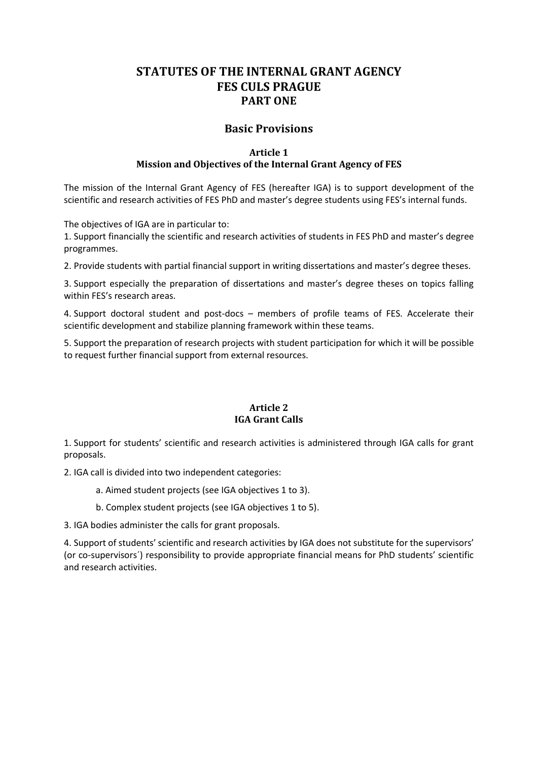# STATUTES OF THE INTERNAL GRANT AGENCY FES CULS PRAGUE PART ONE

## Basic Provisions

### Article 1
### Mission and Objectives of the Internal Grant Agency of FES

The mission of the Internal Grant Agency of FES (hereafter IGA) is to support development of the scientific and research activities of FES PhD and master's degree students using FES's internal funds.

The objectives of IGA are in particular to:

1. Support financially the scientific and research activities of students in FES PhD and master's degree programmes.

2. Provide students with partial financial support in writing dissertations and master's degree theses.

3. Support especially the preparation of dissertations and master's degree theses on topics falling within FES's research areas.

4. Support doctoral student and post-docs – members of profile teams of FES. Accelerate their scientific development and stabilize planning framework within these teams.

5. Support the preparation of research projects with student participation for which it will be possible to request further financial support from external resources.

### Article 2
### IGA Grant Calls

1. Support for students' scientific and research activities is administered through IGA calls for grant proposals.

2. IGA call is divided into two independent categories:

   a. Aimed student projects (see IGA objectives 1 to 3).

   b. Complex student projects (see IGA objectives 1 to 5).

3. IGA bodies administer the calls for grant proposals.

4. Support of students' scientific and research activities by IGA does not substitute for the supervisors' (or co-supervisors´) responsibility to provide appropriate financial means for PhD students' scientific and research activities.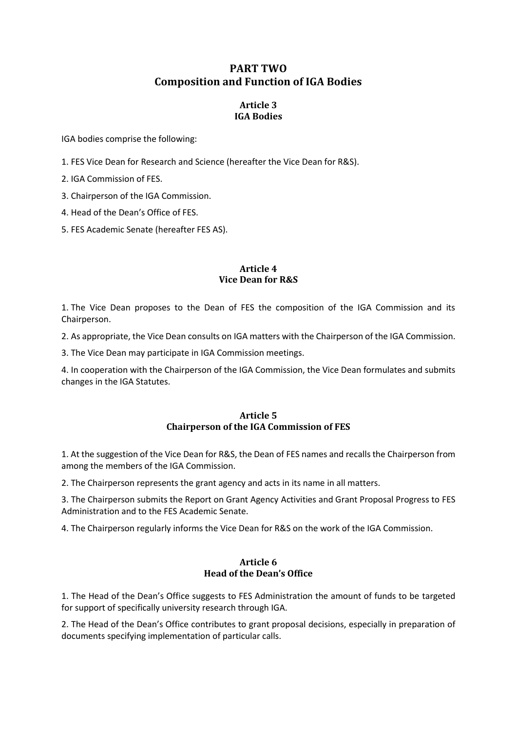# PART TWO
# Composition and Function of IGA Bodies

## Article 3
## IGA Bodies

IGA bodies comprise the following:

1. FES Vice Dean for Research and Science (hereafter the Vice Dean for R&S).

2. IGA Commission of FES.

3. Chairperson of the IGA Commission.

4. Head of the Dean's Office of FES.

5. FES Academic Senate (hereafter FES AS).

## Article 4
## Vice Dean for R&S

1. The Vice Dean proposes to the Dean of FES the composition of the IGA Commission and its Chairperson.

2. As appropriate, the Vice Dean consults on IGA matters with the Chairperson of the IGA Commission.

3. The Vice Dean may participate in IGA Commission meetings.

4. In cooperation with the Chairperson of the IGA Commission, the Vice Dean formulates and submits changes in the IGA Statutes.

## Article 5
## Chairperson of the IGA Commission of FES

1. At the suggestion of the Vice Dean for R&S, the Dean of FES names and recalls the Chairperson from among the members of the IGA Commission.

2. The Chairperson represents the grant agency and acts in its name in all matters.

3. The Chairperson submits the Report on Grant Agency Activities and Grant Proposal Progress to FES Administration and to the FES Academic Senate.

4. The Chairperson regularly informs the Vice Dean for R&S on the work of the IGA Commission.

## Article 6
## Head of the Dean's Office

1. The Head of the Dean's Office suggests to FES Administration the amount of funds to be targeted for support of specifically university research through IGA.

2. The Head of the Dean's Office contributes to grant proposal decisions, especially in preparation of documents specifying implementation of particular calls.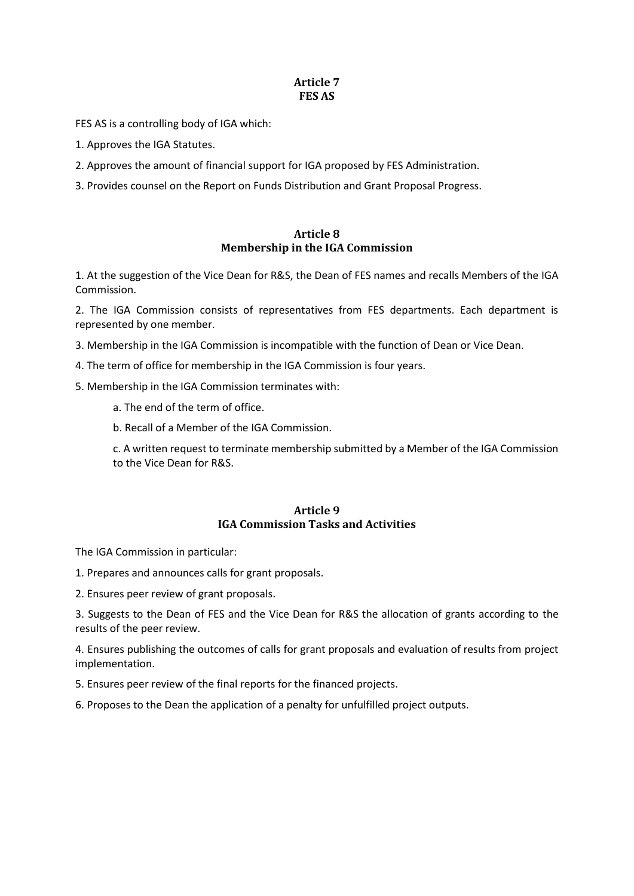## Article 7
## FES AS

FES AS is a controlling body of IGA which:

1. Approves the IGA Statutes.
2. Approves the amount of financial support for IGA proposed by FES Administration.
3. Provides counsel on the Report on Funds Distribution and Grant Proposal Progress.

## Article 8
## Membership in the IGA Commission

1. At the suggestion of the Vice Dean for R&S, the Dean of FES names and recalls Members of the IGA Commission.
2. The IGA Commission consists of representatives from FES departments. Each department is represented by one member.
3. Membership in the IGA Commission is incompatible with the function of Dean or Vice Dean.
4. The term of office for membership in the IGA Commission is four years.
5. Membership in the IGA Commission terminates with:

    a. The end of the term of office.

    b. Recall of a Member of the IGA Commission.

    c. A written request to terminate membership submitted by a Member of the IGA Commission to the Vice Dean for R&S.

## Article 9
## IGA Commission Tasks and Activities

The IGA Commission in particular:

1. Prepares and announces calls for grant proposals.
2. Ensures peer review of grant proposals.
3. Suggests to the Dean of FES and the Vice Dean for R&S the allocation of grants according to the results of the peer review.
4. Ensures publishing the outcomes of calls for grant proposals and evaluation of results from project implementation.
5. Ensures peer review of the final reports for the financed projects.
6. Proposes to the Dean the application of a penalty for unfulfilled project outputs.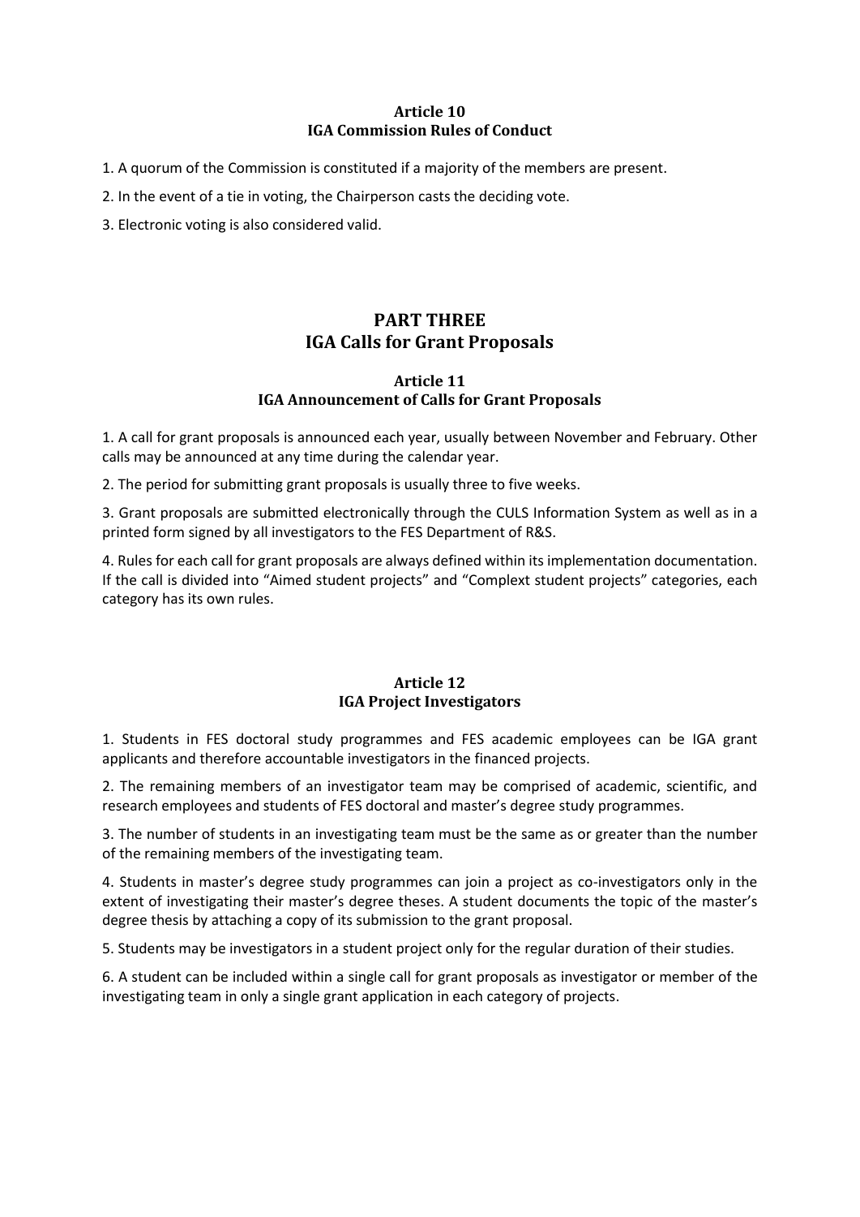### Article 10
### IGA Commission Rules of Conduct

1. A quorum of the Commission is constituted if a majority of the members are present.

2. In the event of a tie in voting, the Chairperson casts the deciding vote.

3. Electronic voting is also considered valid.

## PART THREE
## IGA Calls for Grant Proposals

### Article 11
### IGA Announcement of Calls for Grant Proposals

1. A call for grant proposals is announced each year, usually between November and February. Other calls may be announced at any time during the calendar year.

2. The period for submitting grant proposals is usually three to five weeks.

3. Grant proposals are submitted electronically through the CULS Information System as well as in a printed form signed by all investigators to the FES Department of R&S.

4. Rules for each call for grant proposals are always defined within its implementation documentation. If the call is divided into "Aimed student projects" and "Complext student projects" categories, each category has its own rules.

### Article 12
### IGA Project Investigators

1. Students in FES doctoral study programmes and FES academic employees can be IGA grant applicants and therefore accountable investigators in the financed projects.

2. The remaining members of an investigator team may be comprised of academic, scientific, and research employees and students of FES doctoral and master's degree study programmes.

3. The number of students in an investigating team must be the same as or greater than the number of the remaining members of the investigating team.

4. Students in master's degree study programmes can join a project as co-investigators only in the extent of investigating their master's degree theses. A student documents the topic of the master's degree thesis by attaching a copy of its submission to the grant proposal.

5. Students may be investigators in a student project only for the regular duration of their studies.

6. A student can be included within a single call for grant proposals as investigator or member of the investigating team in only a single grant application in each category of projects.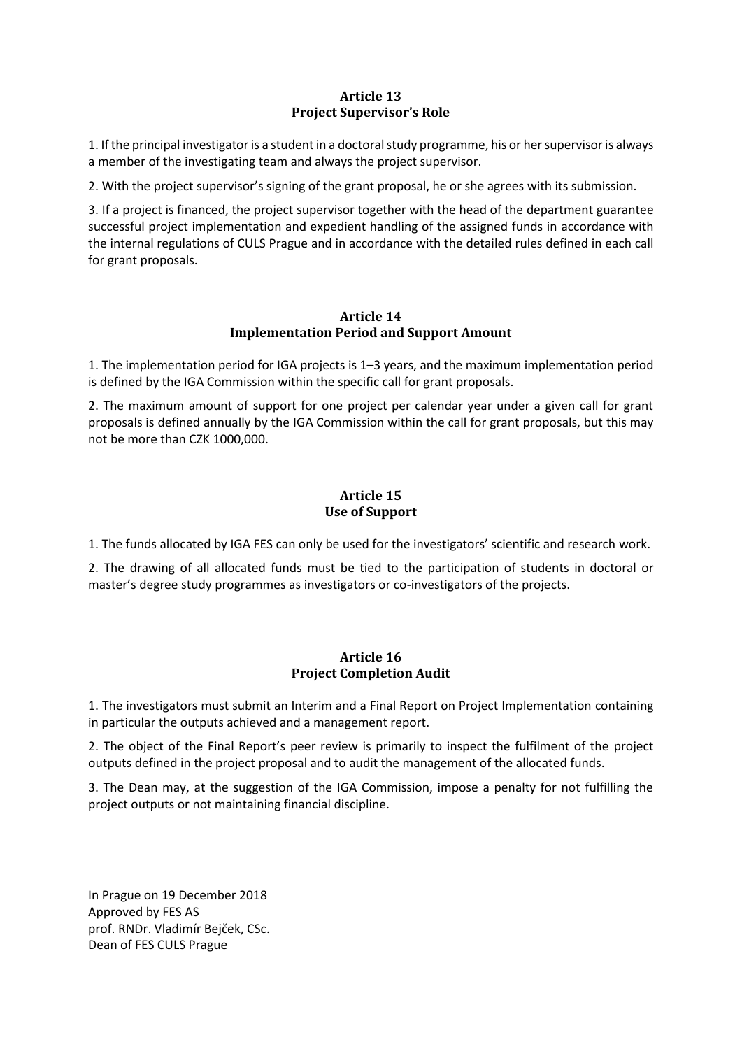## Article 13
## Project Supervisor's Role

1. If the principal investigator is a student in a doctoral study programme, his or her supervisor is always a member of the investigating team and always the project supervisor.

2. With the project supervisor's signing of the grant proposal, he or she agrees with its submission.

3. If a project is financed, the project supervisor together with the head of the department guarantee successful project implementation and expedient handling of the assigned funds in accordance with the internal regulations of CULS Prague and in accordance with the detailed rules defined in each call for grant proposals.

## Article 14
## Implementation Period and Support Amount

1. The implementation period for IGA projects is 1–3 years, and the maximum implementation period is defined by the IGA Commission within the specific call for grant proposals.

2. The maximum amount of support for one project per calendar year under a given call for grant proposals is defined annually by the IGA Commission within the call for grant proposals, but this may not be more than CZK 1000,000.

## Article 15
## Use of Support

1. The funds allocated by IGA FES can only be used for the investigators' scientific and research work.

2. The drawing of all allocated funds must be tied to the participation of students in doctoral or master's degree study programmes as investigators or co-investigators of the projects.

## Article 16
## Project Completion Audit

1. The investigators must submit an Interim and a Final Report on Project Implementation containing in particular the outputs achieved and a management report.

2. The object of the Final Report's peer review is primarily to inspect the fulfilment of the project outputs defined in the project proposal and to audit the management of the allocated funds.

3. The Dean may, at the suggestion of the IGA Commission, impose a penalty for not fulfilling the project outputs or not maintaining financial discipline.

In Prague on 19 December 2018
Approved by FES AS
prof. RNDr. Vladimír Bejček, CSc.
Dean of FES CULS Prague